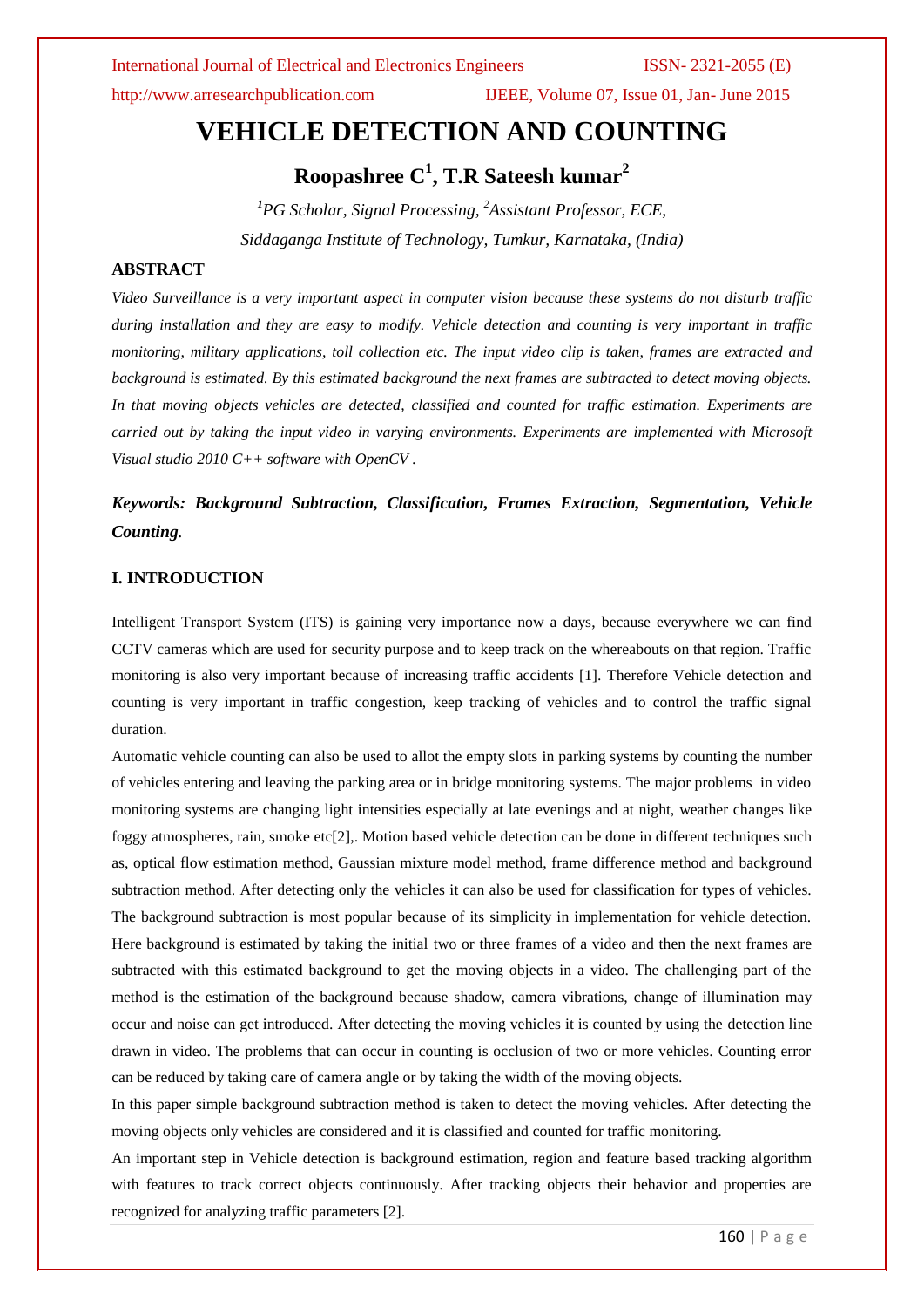# VEHICLE DETECTION AND COUNTING

## Roopashree C[1], T.R Sateesh kumar[2]

*[1]PG Scholar, Signal Processing, [2]Assistant Professor, ECE,*
*Siddaganga Institute of Technology, Tumkur, Karnataka, (India)*

### ABSTRACT

*Video Surveillance is a very important aspect in computer vision because these systems do not disturb traffic during installation and they are easy to modify. Vehicle detection and counting is very important in traffic monitoring, military applications, toll collection etc. The input video clip is taken, frames are extracted and background is estimated. By this estimated background the next frames are subtracted to detect moving objects. In that moving objects vehicles are detected, classified and counted for traffic estimation. Experiments are carried out by taking the input video in varying environments. Experiments are implemented with Microsoft Visual studio 2010 C++ software with OpenCV .*

***Keywords: Background Subtraction, Classification, Frames Extraction, Segmentation, Vehicle Counting*.**

### I. INTRODUCTION

Intelligent Transport System (ITS) is gaining very importance now a days, because everywhere we can find CCTV cameras which are used for security purpose and to keep track on the whereabouts on that region. Traffic monitoring is also very important because of increasing traffic accidents [1]. Therefore Vehicle detection and counting is very important in traffic congestion, keep tracking of vehicles and to control the traffic signal duration.

Automatic vehicle counting can also be used to allot the empty slots in parking systems by counting the number of vehicles entering and leaving the parking area or in bridge monitoring systems. The major problems in video monitoring systems are changing light intensities especially at late evenings and at night, weather changes like foggy atmospheres, rain, smoke etc[2],. Motion based vehicle detection can be done in different techniques such as, optical flow estimation method, Gaussian mixture model method, frame difference method and background subtraction method. After detecting only the vehicles it can also be used for classification for types of vehicles. The background subtraction is most popular because of its simplicity in implementation for vehicle detection. Here background is estimated by taking the initial two or three frames of a video and then the next frames are subtracted with this estimated background to get the moving objects in a video. The challenging part of the method is the estimation of the background because shadow, camera vibrations, change of illumination may occur and noise can get introduced. After detecting the moving vehicles it is counted by using the detection line drawn in video. The problems that can occur in counting is occlusion of two or more vehicles. Counting error can be reduced by taking care of camera angle or by taking the width of the moving objects.

In this paper simple background subtraction method is taken to detect the moving vehicles. After detecting the moving objects only vehicles are considered and it is classified and counted for traffic monitoring.

An important step in Vehicle detection is background estimation, region and feature based tracking algorithm with features to track correct objects continuously. After tracking objects their behavior and properties are recognized for analyzing traffic parameters [2].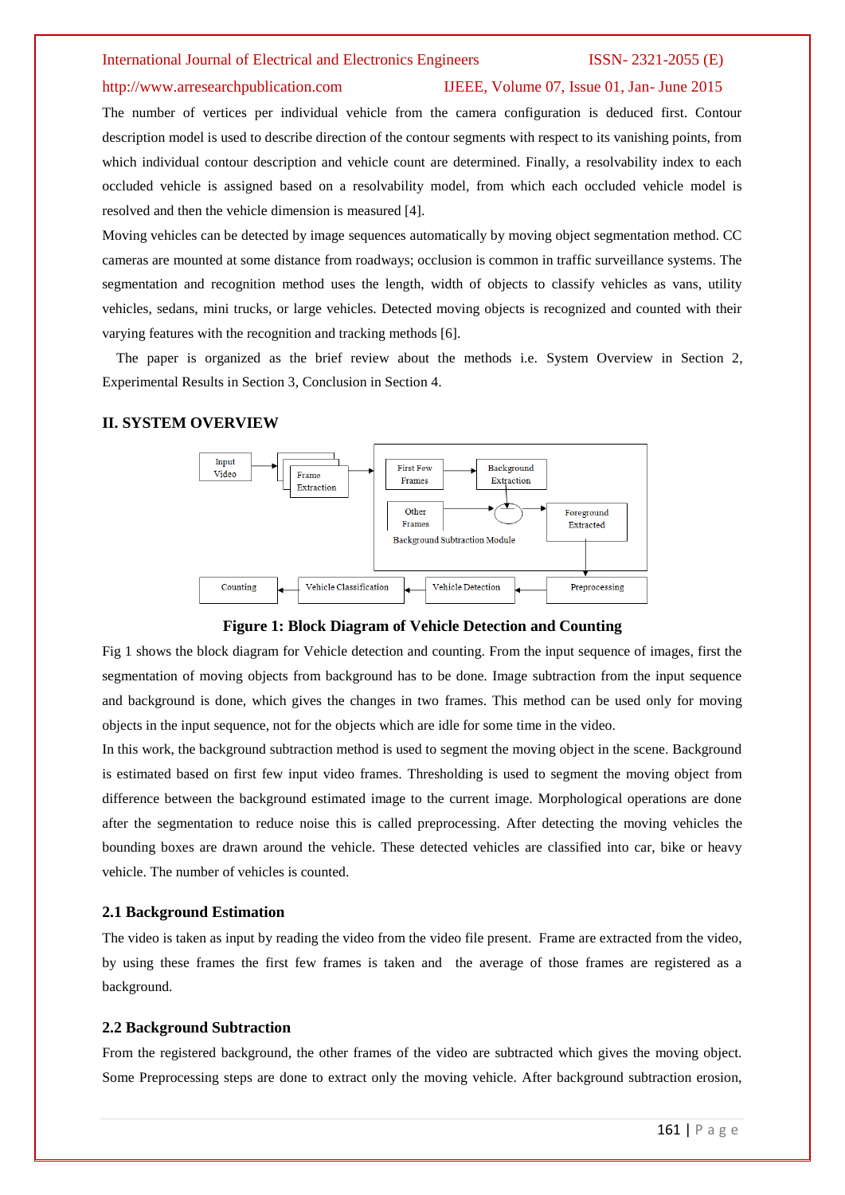The number of vertices per individual vehicle from the camera configuration is deduced first. Contour description model is used to describe direction of the contour segments with respect to its vanishing points, from which individual contour description and vehicle count are determined. Finally, a resolvability index to each occluded vehicle is assigned based on a resolvability model, from which each occluded vehicle model is resolved and then the vehicle dimension is measured [4].

Moving vehicles can be detected by image sequences automatically by moving object segmentation method. CC cameras are mounted at some distance from roadways; occlusion is common in traffic surveillance systems. The segmentation and recognition method uses the length, width of objects to classify vehicles as vans, utility vehicles, sedans, mini trucks, or large vehicles. Detected moving objects is recognized and counted with their varying features with the recognition and tracking methods [6].

The paper is organized as the brief review about the methods i.e. System Overview in Section 2, Experimental Results in Section 3, Conclusion in Section 4.

## II. SYSTEM OVERVIEW

**Figure 1: Block Diagram of Vehicle Detection and Counting**

Fig 1 shows the block diagram for Vehicle detection and counting. From the input sequence of images, first the segmentation of moving objects from background has to be done. Image subtraction from the input sequence and background is done, which gives the changes in two frames. This method can be used only for moving objects in the input sequence, not for the objects which are idle for some time in the video.

In this work, the background subtraction method is used to segment the moving object in the scene. Background is estimated based on first few input video frames. Thresholding is used to segment the moving object from difference between the background estimated image to the current image. Morphological operations are done after the segmentation to reduce noise this is called preprocessing. After detecting the moving vehicles the bounding boxes are drawn around the vehicle. These detected vehicles are classified into car, bike or heavy vehicle. The number of vehicles is counted.

### 2.1 Background Estimation

The video is taken as input by reading the video from the video file present. Frame are extracted from the video, by using these frames the first few frames is taken and the average of those frames are registered as a background.

### 2.2 Background Subtraction

From the registered background, the other frames of the video are subtracted which gives the moving object. Some Preprocessing steps are done to extract only the moving vehicle. After background subtraction erosion,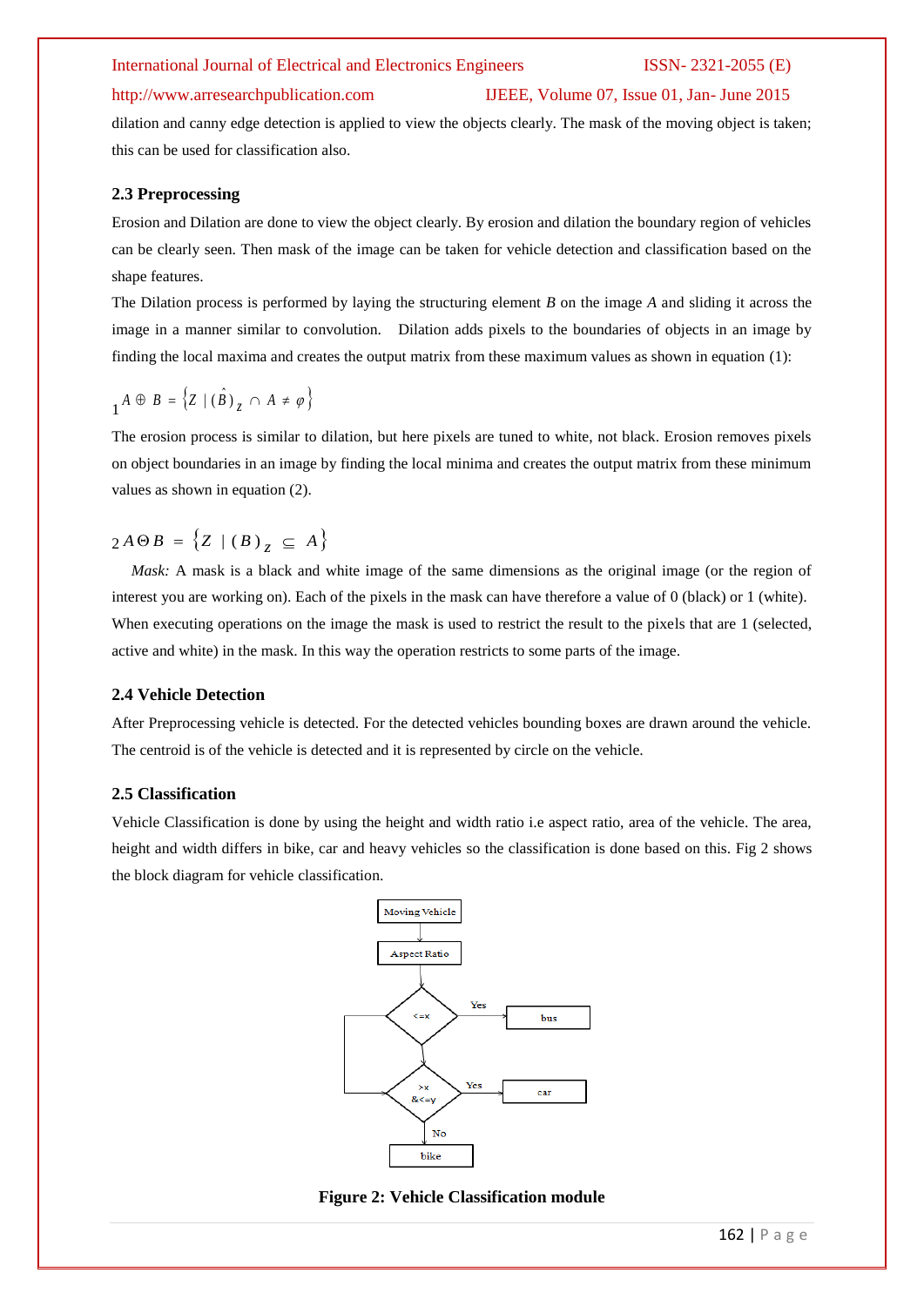dilation and canny edge detection is applied to view the objects clearly. The mask of the moving object is taken; this can be used for classification also.

### 2.3 Preprocessing

Erosion and Dilation are done to view the object clearly. By erosion and dilation the boundary region of vehicles can be clearly seen. Then mask of the image can be taken for vehicle detection and classification based on the shape features.

The Dilation process is performed by laying the structuring element *B* on the image *A* and sliding it across the image in a manner similar to convolution. Dilation adds pixels to the boundaries of objects in an image by finding the local maxima and creates the output matrix from these maximum values as shown in equation (1):

$$_{1}A \oplus B = \left\{Z \mid (\hat{B})_{Z} \cap A \neq \varphi\right\}$$

The erosion process is similar to dilation, but here pixels are tuned to white, not black. Erosion removes pixels on object boundaries in an image by finding the local minima and creates the output matrix from these minimum values as shown in equation (2).

$$_{2}A \Theta B = \left\{Z \mid (B)_{Z} \subseteq A\right\}$$

*Mask:* A mask is a black and white image of the same dimensions as the original image (or the region of interest you are working on). Each of the pixels in the mask can have therefore a value of 0 (black) or 1 (white). When executing operations on the image the mask is used to restrict the result to the pixels that are 1 (selected, active and white) in the mask. In this way the operation restricts to some parts of the image.

### 2.4 Vehicle Detection

After Preprocessing vehicle is detected. For the detected vehicles bounding boxes are drawn around the vehicle. The centroid is of the vehicle is detected and it is represented by circle on the vehicle.

### 2.5 Classification

Vehicle Classification is done by using the height and width ratio i.e aspect ratio, area of the vehicle. The area, height and width differs in bike, car and heavy vehicles so the classification is done based on this. Fig 2 shows the block diagram for vehicle classification.

Moving Vehicle → Aspect Ratio → <=x (Yes → bus) → >x &<=y (Yes → car; No → bike)

**Figure 2: Vehicle Classification module**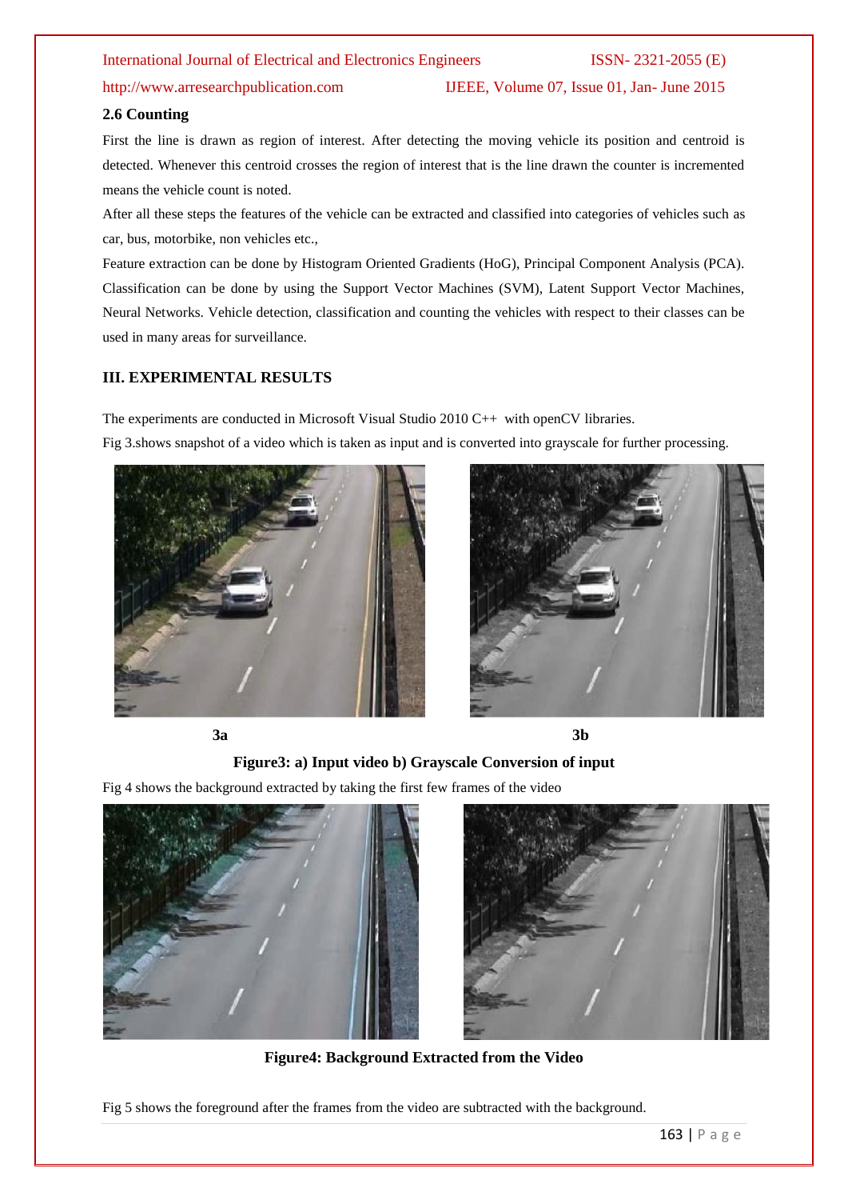### 2.6 Counting

First the line is drawn as region of interest. After detecting the moving vehicle its position and centroid is detected. Whenever this centroid crosses the region of interest that is the line drawn the counter is incremented means the vehicle count is noted.

After all these steps the features of the vehicle can be extracted and classified into categories of vehicles such as car, bus, motorbike, non vehicles etc.,

Feature extraction can be done by Histogram Oriented Gradients (HoG), Principal Component Analysis (PCA). Classification can be done by using the Support Vector Machines (SVM), Latent Support Vector Machines, Neural Networks. Vehicle detection, classification and counting the vehicles with respect to their classes can be used in many areas for surveillance.

## III. EXPERIMENTAL RESULTS

The experiments are conducted in Microsoft Visual Studio 2010 C++ with openCV libraries.

Fig 3.shows snapshot of a video which is taken as input and is converted into grayscale for further processing.

**3a** **3b**

**Figure3: a) Input video b) Grayscale Conversion of input**

Fig 4 shows the background extracted by taking the first few frames of the video

**Figure4: Background Extracted from the Video**

Fig 5 shows the foreground after the frames from the video are subtracted with the background.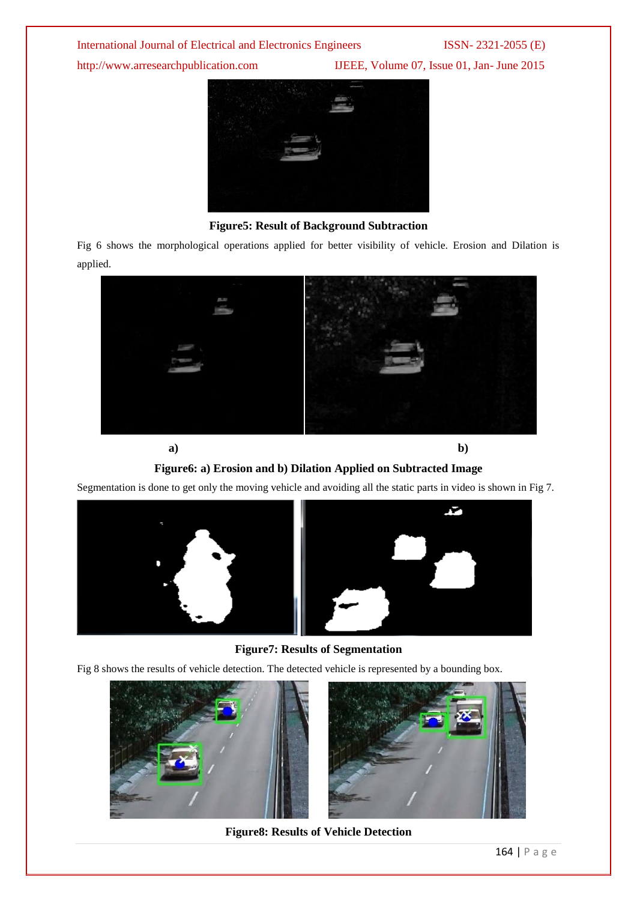**Figure5: Result of Background Subtraction**

Fig 6 shows the morphological operations applied for better visibility of vehicle. Erosion and Dilation is applied.

**a)** **b)**

**Figure6: a) Erosion and b) Dilation Applied on Subtracted Image**

Segmentation is done to get only the moving vehicle and avoiding all the static parts in video is shown in Fig 7.

**Figure7: Results of Segmentation**

Fig 8 shows the results of vehicle detection. The detected vehicle is represented by a bounding box.

**Figure8: Results of Vehicle Detection**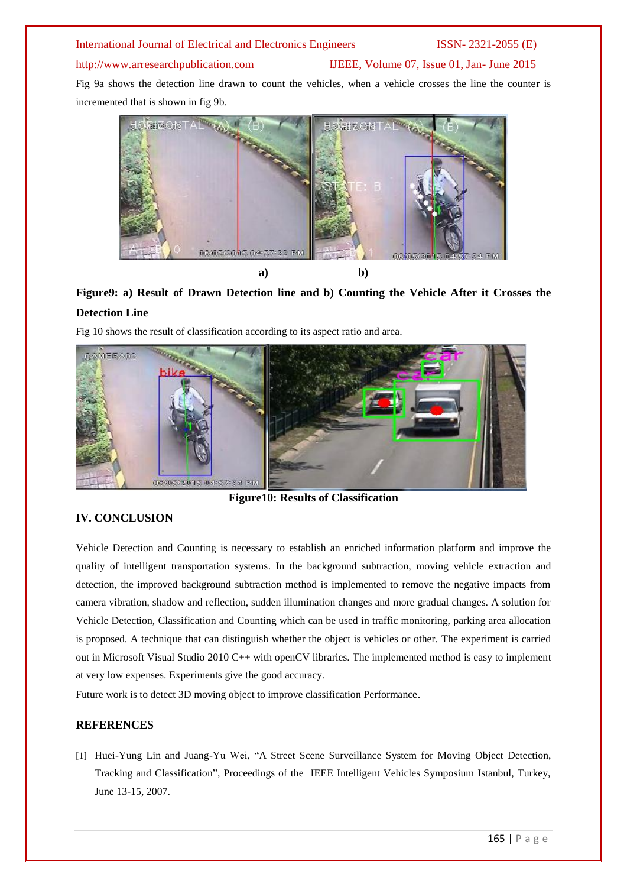Fig 9a shows the detection line drawn to count the vehicles, when a vehicle crosses the line the counter is incremented that is shown in fig 9b.

a) b)

**Figure9: a) Result of Drawn Detection line and b) Counting the Vehicle After it Crosses the Detection Line**

Fig 10 shows the result of classification according to its aspect ratio and area.

**Figure10: Results of Classification**

## IV. CONCLUSION

Vehicle Detection and Counting is necessary to establish an enriched information platform and improve the quality of intelligent transportation systems. In the background subtraction, moving vehicle extraction and detection, the improved background subtraction method is implemented to remove the negative impacts from camera vibration, shadow and reflection, sudden illumination changes and more gradual changes. A solution for Vehicle Detection, Classification and Counting which can be used in traffic monitoring, parking area allocation is proposed. A technique that can distinguish whether the object is vehicles or other. The experiment is carried out in Microsoft Visual Studio 2010 C++ with openCV libraries. The implemented method is easy to implement at very low expenses. Experiments give the good accuracy.

Future work is to detect 3D moving object to improve classification Performance.

## REFERENCES

[1] Huei-Yung Lin and Juang-Yu Wei, "A Street Scene Surveillance System for Moving Object Detection, Tracking and Classification", Proceedings of the IEEE Intelligent Vehicles Symposium Istanbul, Turkey, June 13-15, 2007.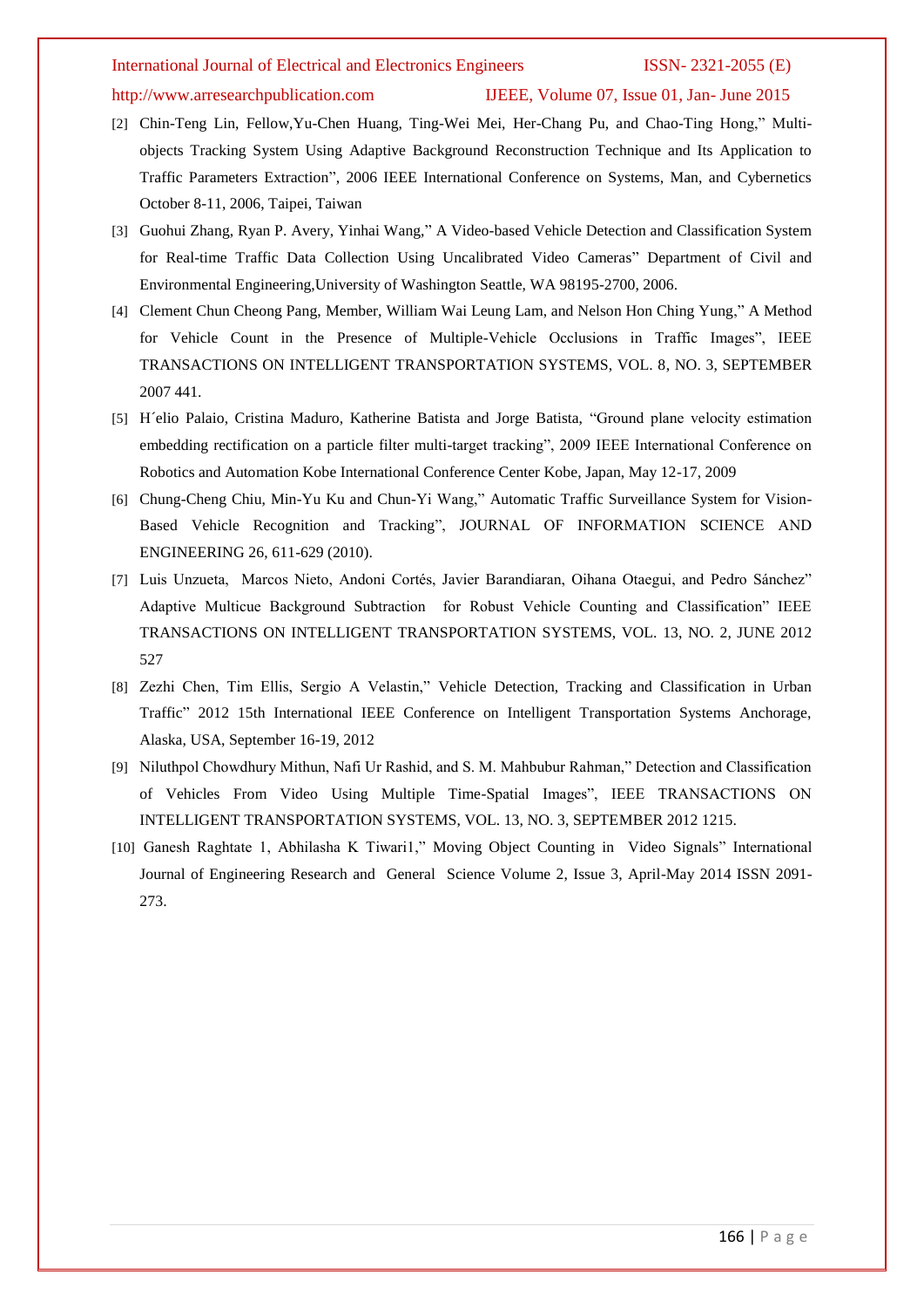[2] Chin-Teng Lin, Fellow,Yu-Chen Huang, Ting-Wei Mei, Her-Chang Pu, and Chao-Ting Hong," Multi-objects Tracking System Using Adaptive Background Reconstruction Technique and Its Application to Traffic Parameters Extraction", 2006 IEEE International Conference on Systems, Man, and Cybernetics October 8-11, 2006, Taipei, Taiwan

[3] Guohui Zhang, Ryan P. Avery, Yinhai Wang," A Video-based Vehicle Detection and Classification System for Real-time Traffic Data Collection Using Uncalibrated Video Cameras" Department of Civil and Environmental Engineering,University of Washington Seattle, WA 98195-2700, 2006.

[4] Clement Chun Cheong Pang, Member, William Wai Leung Lam, and Nelson Hon Ching Yung," A Method for Vehicle Count in the Presence of Multiple-Vehicle Occlusions in Traffic Images", IEEE TRANSACTIONS ON INTELLIGENT TRANSPORTATION SYSTEMS, VOL. 8, NO. 3, SEPTEMBER 2007 441.

[5] H´elio Palaio, Cristina Maduro, Katherine Batista and Jorge Batista, "Ground plane velocity estimation embedding rectification on a particle filter multi-target tracking", 2009 IEEE International Conference on Robotics and Automation Kobe International Conference Center Kobe, Japan, May 12-17, 2009

[6] Chung-Cheng Chiu, Min-Yu Ku and Chun-Yi Wang," Automatic Traffic Surveillance System for Vision-Based Vehicle Recognition and Tracking", JOURNAL OF INFORMATION SCIENCE AND ENGINEERING 26, 611-629 (2010).

[7] Luis Unzueta, Marcos Nieto, Andoni Cortés, Javier Barandiaran, Oihana Otaegui, and Pedro Sánchez" Adaptive Multicue Background Subtraction for Robust Vehicle Counting and Classification" IEEE TRANSACTIONS ON INTELLIGENT TRANSPORTATION SYSTEMS, VOL. 13, NO. 2, JUNE 2012 527

[8] Zezhi Chen, Tim Ellis, Sergio A Velastin," Vehicle Detection, Tracking and Classification in Urban Traffic" 2012 15th International IEEE Conference on Intelligent Transportation Systems Anchorage, Alaska, USA, September 16-19, 2012

[9] Niluthpol Chowdhury Mithun, Nafi Ur Rashid, and S. M. Mahbubur Rahman," Detection and Classification of Vehicles From Video Using Multiple Time-Spatial Images", IEEE TRANSACTIONS ON INTELLIGENT TRANSPORTATION SYSTEMS, VOL. 13, NO. 3, SEPTEMBER 2012 1215.

[10] Ganesh Raghtate 1, Abhilasha K Tiwari1," Moving Object Counting in Video Signals" International Journal of Engineering Research and General Science Volume 2, Issue 3, April-May 2014 ISSN 2091-273.